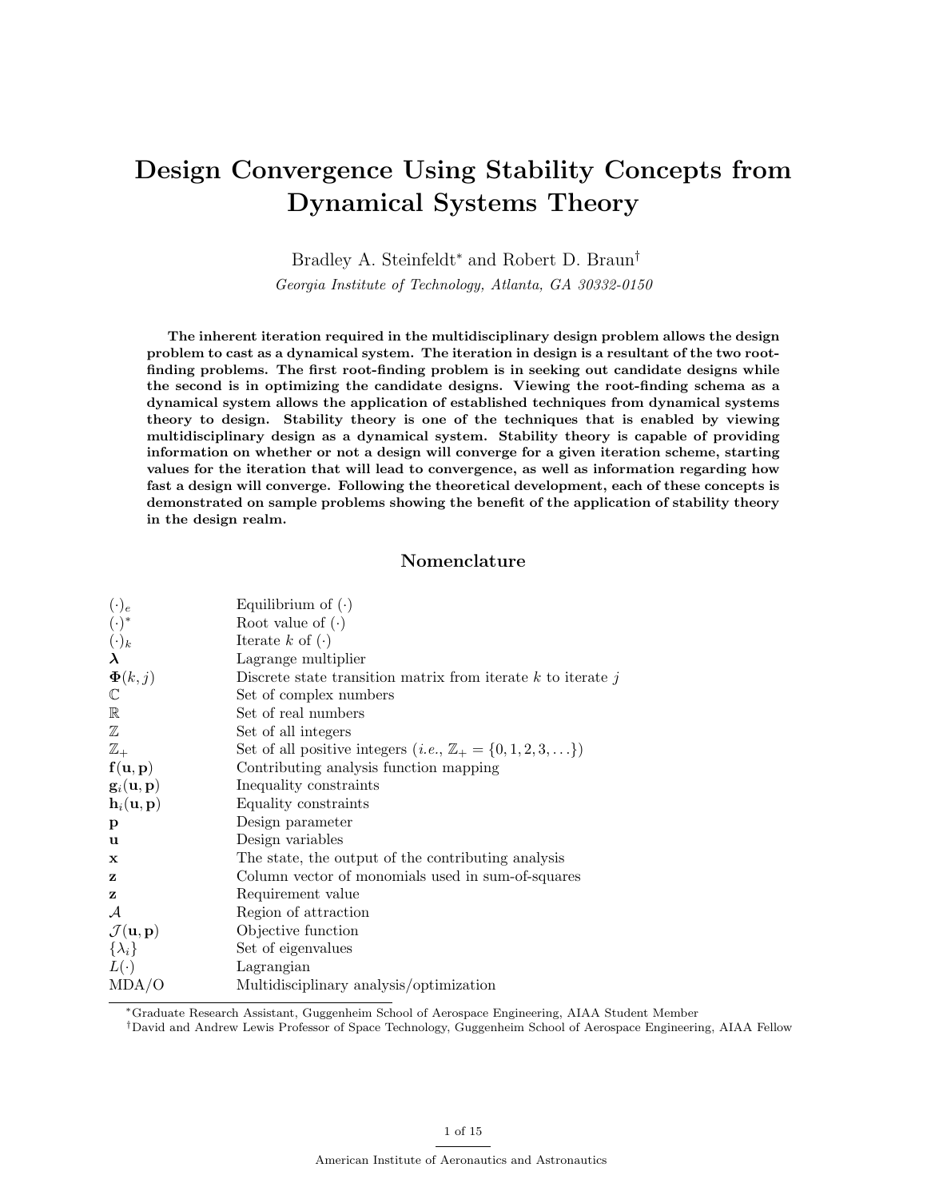# Design Convergence Using Stability Concepts from Dynamical Systems Theory

Bradley A. Steinfeldt* and Robert D. Braun†

*Georgia Institute of Technology, Atlanta, GA 30332-0150*

**The inherent iteration required in the multidisciplinary design problem allows the design problem to cast as a dynamical system. The iteration in design is a resultant of the two root-finding problems. The first root-finding problem is in seeking out candidate designs while the second is in optimizing the candidate designs. Viewing the root-finding schema as a dynamical system allows the application of established techniques from dynamical systems theory to design. Stability theory is one of the techniques that is enabled by viewing multidisciplinary design as a dynamical system. Stability theory is capable of providing information on whether or not a design will converge for a given iteration scheme, starting values for the iteration that will lead to convergence, as well as information regarding how fast a design will converge. Following the theoretical development, each of these concepts is demonstrated on sample problems showing the benefit of the application of stability theory in the design realm.**

## Nomenclature

| | |
|---|---|
| $(\cdot)_e$ | Equilibrium of $(\cdot)$ |
| $(\cdot)^*$ | Root value of $(\cdot)$ |
| $(\cdot)_k$ | Iterate $k$ of $(\cdot)$ |
| $\boldsymbol{\lambda}$ | Lagrange multiplier |
| $\boldsymbol{\Phi}(k,j)$ | Discrete state transition matrix from iterate $k$ to iterate $j$ |
| $\mathbb{C}$ | Set of complex numbers |
| $\mathbb{R}$ | Set of real numbers |
| $\mathbb{Z}$ | Set of all integers |
| $\mathbb{Z}_+$ | Set of all positive integers (*i.e.*, $\mathbb{Z}_+ = \{0, 1, 2, 3, \ldots\}$) |
| $\mathbf{f}(\mathbf{u}, \mathbf{p})$ | Contributing analysis function mapping |
| $\mathbf{g}_i(\mathbf{u}, \mathbf{p})$ | Inequality constraints |
| $\mathbf{h}_i(\mathbf{u}, \mathbf{p})$ | Equality constraints |
| $\mathbf{p}$ | Design parameter |
| $\mathbf{u}$ | Design variables |
| $\mathbf{x}$ | The state, the output of the contributing analysis |
| $\mathbf{z}$ | Column vector of monomials used in sum-of-squares |
| $\mathbf{z}$ | Requirement value |
| $\mathcal{A}$ | Region of attraction |
| $\mathcal{J}(\mathbf{u}, \mathbf{p})$ | Objective function |
| $\{\lambda_i\}$ | Set of eigenvalues |
| $L(\cdot)$ | Lagrangian |
| MDA/O | Multidisciplinary analysis/optimization |

*Graduate Research Assistant, Guggenheim School of Aerospace Engineering, AIAA Student Member

†David and Andrew Lewis Professor of Space Technology, Guggenheim School of Aerospace Engineering, AIAA Fellow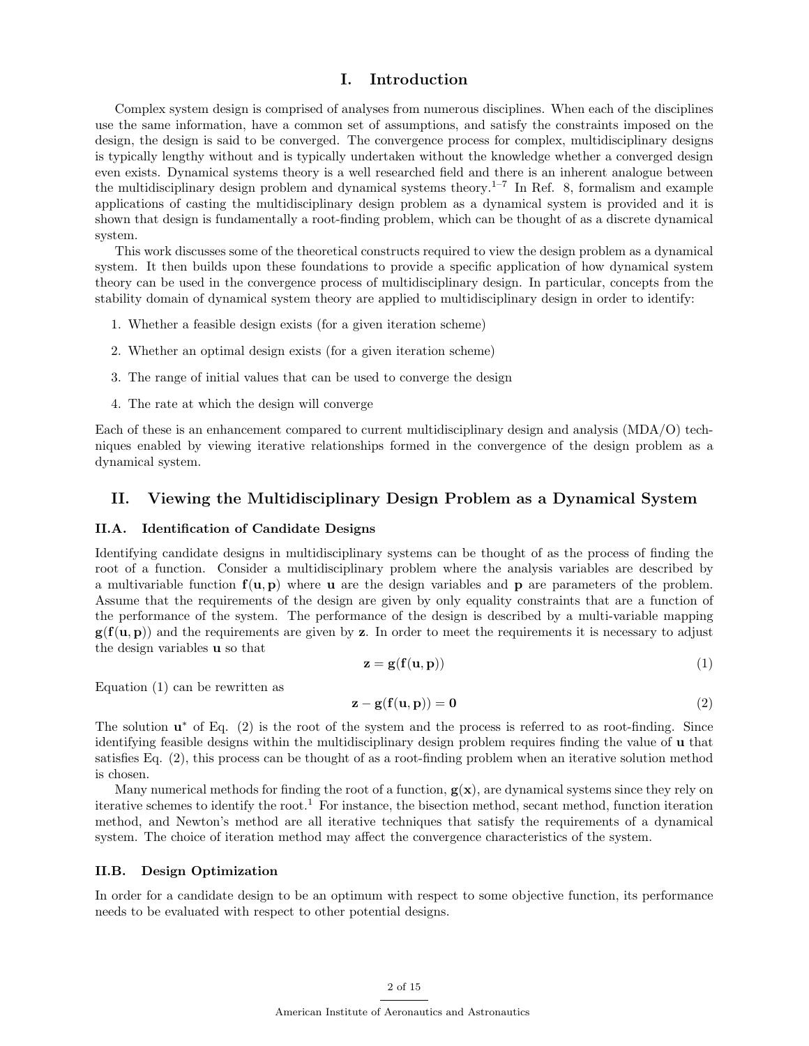# I. Introduction

Complex system design is comprised of analyses from numerous disciplines. When each of the disciplines use the same information, have a common set of assumptions, and satisfy the constraints imposed on the design, the design is said to be converged. The convergence process for complex, multidisciplinary designs is typically lengthy without and is typically undertaken without the knowledge whether a converged design even exists. Dynamical systems theory is a well researched field and there is an inherent analogue between the multidisciplinary design problem and dynamical systems theory.[1–7] In Ref. 8, formalism and example applications of casting the multidisciplinary design problem as a dynamical system is provided and it is shown that design is fundamentally a root-finding problem, which can be thought of as a discrete dynamical system.

This work discusses some of the theoretical constructs required to view the design problem as a dynamical system. It then builds upon these foundations to provide a specific application of how dynamical system theory can be used in the convergence process of multidisciplinary design. In particular, concepts from the stability domain of dynamical system theory are applied to multidisciplinary design in order to identify:

1. Whether a feasible design exists (for a given iteration scheme)
2. Whether an optimal design exists (for a given iteration scheme)
3. The range of initial values that can be used to converge the design
4. The rate at which the design will converge

Each of these is an enhancement compared to current multidisciplinary design and analysis (MDA/O) techniques enabled by viewing iterative relationships formed in the convergence of the design problem as a dynamical system.

# II. Viewing the Multidisciplinary Design Problem as a Dynamical System

## II.A. Identification of Candidate Designs

Identifying candidate designs in multidisciplinary systems can be thought of as the process of finding the root of a function. Consider a multidisciplinary problem where the analysis variables are described by a multivariable function $\mathbf{f}(\mathbf{u}, \mathbf{p})$ where $\mathbf{u}$ are the design variables and $\mathbf{p}$ are parameters of the problem. Assume that the requirements of the design are given by only equality constraints that are a function of the performance of the system. The performance of the design is described by a multi-variable mapping $\mathbf{g}(\mathbf{f}(\mathbf{u}, \mathbf{p}))$ and the requirements are given by $\mathbf{z}$. In order to meet the requirements it is necessary to adjust the design variables $\mathbf{u}$ so that

$$\mathbf{z} = \mathbf{g}(\mathbf{f}(\mathbf{u}, \mathbf{p})) \tag{1}$$

Equation (1) can be rewritten as

$$\mathbf{z} - \mathbf{g}(\mathbf{f}(\mathbf{u}, \mathbf{p})) = \mathbf{0} \tag{2}$$

The solution $\mathbf{u}^*$ of Eq. (2) is the root of the system and the process is referred to as root-finding. Since identifying feasible designs within the multidisciplinary design problem requires finding the value of $\mathbf{u}$ that satisfies Eq. (2), this process can be thought of as a root-finding problem when an iterative solution method is chosen.

Many numerical methods for finding the root of a function, $\mathbf{g}(\mathbf{x})$, are dynamical systems since they rely on iterative schemes to identify the root.[1] For instance, the bisection method, secant method, function iteration method, and Newton's method are all iterative techniques that satisfy the requirements of a dynamical system. The choice of iteration method may affect the convergence characteristics of the system.

## II.B. Design Optimization

In order for a candidate design to be an optimum with respect to some objective function, its performance needs to be evaluated with respect to other potential designs.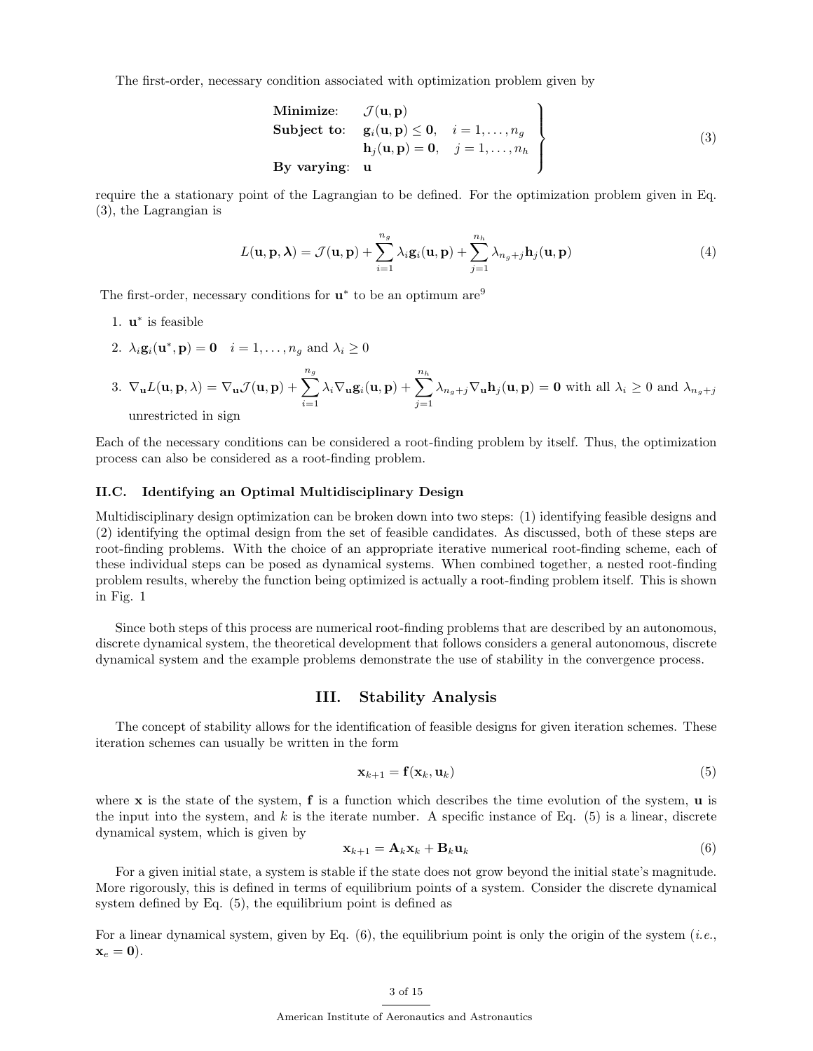The first-order, necessary condition associated with optimization problem given by

$$\left.\begin{array}{ll}\textbf{Minimize:} & \mathcal{J}(\mathbf{u},\mathbf{p}) \\ \textbf{Subject to:} & \mathbf{g}_i(\mathbf{u},\mathbf{p}) \leq \mathbf{0}, \quad i = 1,\ldots,n_g \\ & \mathbf{h}_j(\mathbf{u},\mathbf{p}) = \mathbf{0}, \quad j = 1,\ldots,n_h \\ \textbf{By varying:} & \mathbf{u}\end{array}\right\} \tag{3}$$

require the a stationary point of the Lagrangian to be defined. For the optimization problem given in Eq. (3), the Lagrangian is

$$L(\mathbf{u},\mathbf{p},\boldsymbol{\lambda}) = \mathcal{J}(\mathbf{u},\mathbf{p}) + \sum_{i=1}^{n_g} \lambda_i \mathbf{g}_i(\mathbf{u},\mathbf{p}) + \sum_{j=1}^{n_h} \lambda_{n_g+j}\mathbf{h}_j(\mathbf{u},\mathbf{p}) \tag{4}$$

The first-order, necessary conditions for $\mathbf{u}^*$ to be an optimum are[9]

1. $\mathbf{u}^*$ is feasible
2. $\lambda_i \mathbf{g}_i(\mathbf{u}^*,\mathbf{p}) = \mathbf{0} \quad i = 1,\ldots,n_g$ and $\lambda_i \geq 0$
3. $\nabla_{\mathbf{u}} L(\mathbf{u},\mathbf{p},\lambda) = \nabla_{\mathbf{u}}\mathcal{J}(\mathbf{u},\mathbf{p}) + \sum_{i=1}^{n_g} \lambda_i \nabla_{\mathbf{u}}\mathbf{g}_i(\mathbf{u},\mathbf{p}) + \sum_{j=1}^{n_h} \lambda_{n_g+j}\nabla_{\mathbf{u}}\mathbf{h}_j(\mathbf{u},\mathbf{p}) = \mathbf{0}$ with all $\lambda_i \geq 0$ and $\lambda_{n_g+j}$ unrestricted in sign

Each of the necessary conditions can be considered a root-finding problem by itself. Thus, the optimization process can also be considered as a root-finding problem.

### II.C. Identifying an Optimal Multidisciplinary Design

Multidisciplinary design optimization can be broken down into two steps: (1) identifying feasible designs and (2) identifying the optimal design from the set of feasible candidates. As discussed, both of these steps are root-finding problems. With the choice of an appropriate iterative numerical root-finding scheme, each of these individual steps can be posed as dynamical systems. When combined together, a nested root-finding problem results, whereby the function being optimized is actually a root-finding problem itself. This is shown in Fig. 1

Since both steps of this process are numerical root-finding problems that are described by an autonomous, discrete dynamical system, the theoretical development that follows considers a general autonomous, discrete dynamical system and the example problems demonstrate the use of stability in the convergence process.

## III. Stability Analysis

The concept of stability allows for the identification of feasible designs for given iteration schemes. These iteration schemes can usually be written in the form

$$\mathbf{x}_{k+1} = \mathbf{f}(\mathbf{x}_k, \mathbf{u}_k) \tag{5}$$

where $\mathbf{x}$ is the state of the system, $\mathbf{f}$ is a function which describes the time evolution of the system, $\mathbf{u}$ is the input into the system, and $k$ is the iterate number. A specific instance of Eq. (5) is a linear, discrete dynamical system, which is given by

$$\mathbf{x}_{k+1} = \mathbf{A}_k\mathbf{x}_k + \mathbf{B}_k\mathbf{u}_k \tag{6}$$

For a given initial state, a system is stable if the state does not grow beyond the initial state's magnitude. More rigorously, this is defined in terms of equilibrium points of a system. Consider the discrete dynamical system defined by Eq. (5), the equilibrium point is defined as

For a linear dynamical system, given by Eq. (6), the equilibrium point is only the origin of the system (*i.e.*, $\mathbf{x}_e = \mathbf{0}$).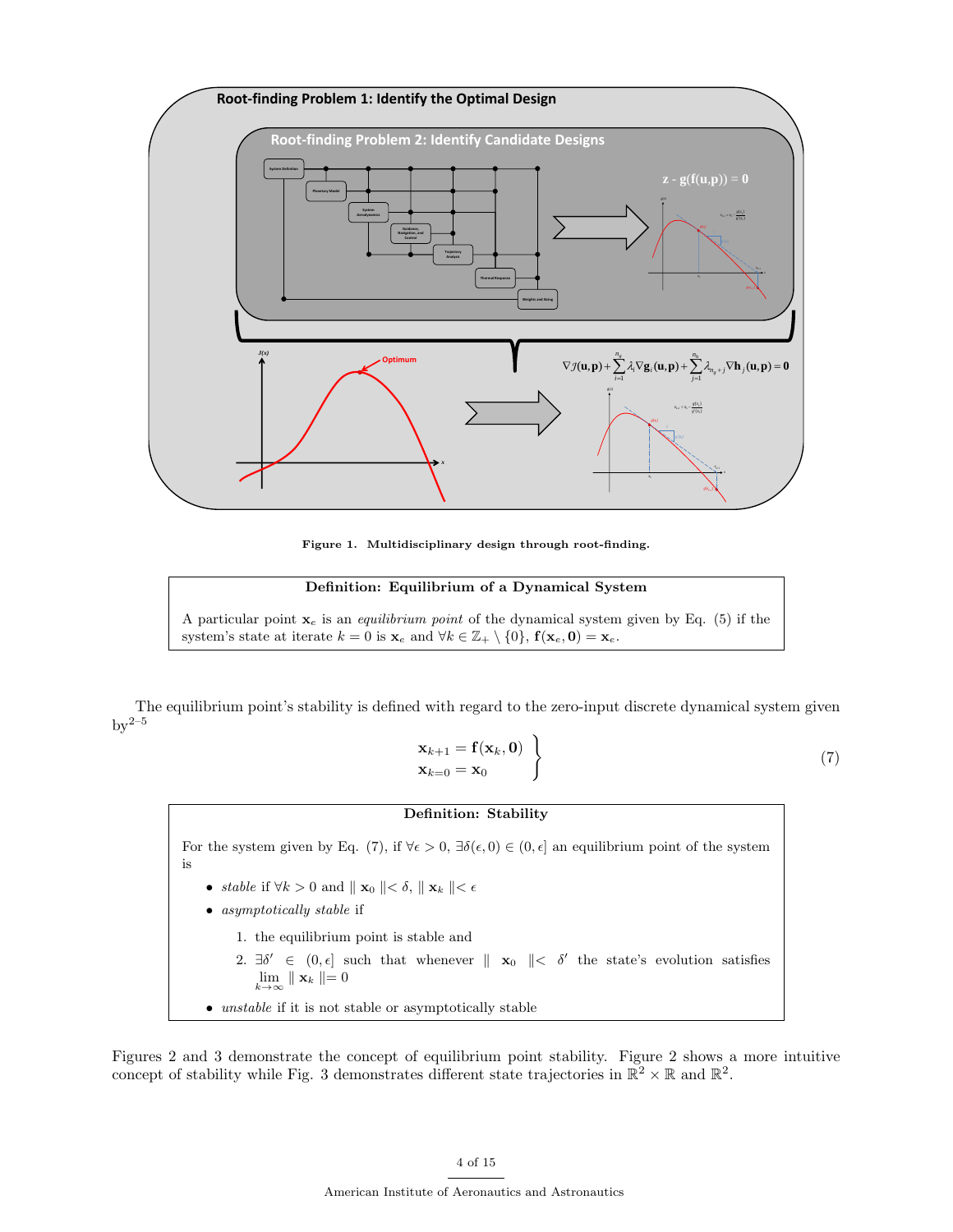Figure 1. Multidisciplinary design through root-finding.

> **Definition: Equilibrium of a Dynamical System**
>
> A particular point $\mathbf{x}_e$ is an *equilibrium point* of the dynamical system given by Eq. (5) if the system's state at iterate $k = 0$ is $\mathbf{x}_e$ and $\forall k \in \mathbb{Z}_+ \setminus \{0\}$, $\mathbf{f}(\mathbf{x}_e, \mathbf{0}) = \mathbf{x}_e$.

The equilibrium point's stability is defined with regard to the zero-input discrete dynamical system given by[2–5]

$$\left.\begin{aligned} \mathbf{x}_{k+1} &= \mathbf{f}(\mathbf{x}_k, \mathbf{0}) \\ \mathbf{x}_{k=0} &= \mathbf{x}_0 \end{aligned}\right\} \tag{7}$$

> **Definition: Stability**
>
> For the system given by Eq. (7), if $\forall \epsilon > 0$, $\exists \delta(\epsilon, 0) \in (0, \epsilon]$ an equilibrium point of the system is
>
> - *stable* if $\forall k > 0$ and $\| \mathbf{x}_0 \| < \delta$, $\| \mathbf{x}_k \| < \epsilon$
> - *asymptotically stable* if
>   1. the equilibrium point is stable and
>   2. $\exists \delta' \in (0, \epsilon]$ such that whenever $\| \mathbf{x}_0 \| < \delta'$ the state's evolution satisfies $\lim_{k \to \infty} \| \mathbf{x}_k \| = 0$
> - *unstable* if it is not stable or asymptotically stable

Figures 2 and 3 demonstrate the concept of equilibrium point stability. Figure 2 shows a more intuitive concept of stability while Fig. 3 demonstrates different state trajectories in $\mathbb{R}^2 \times \mathbb{R}$ and $\mathbb{R}^2$.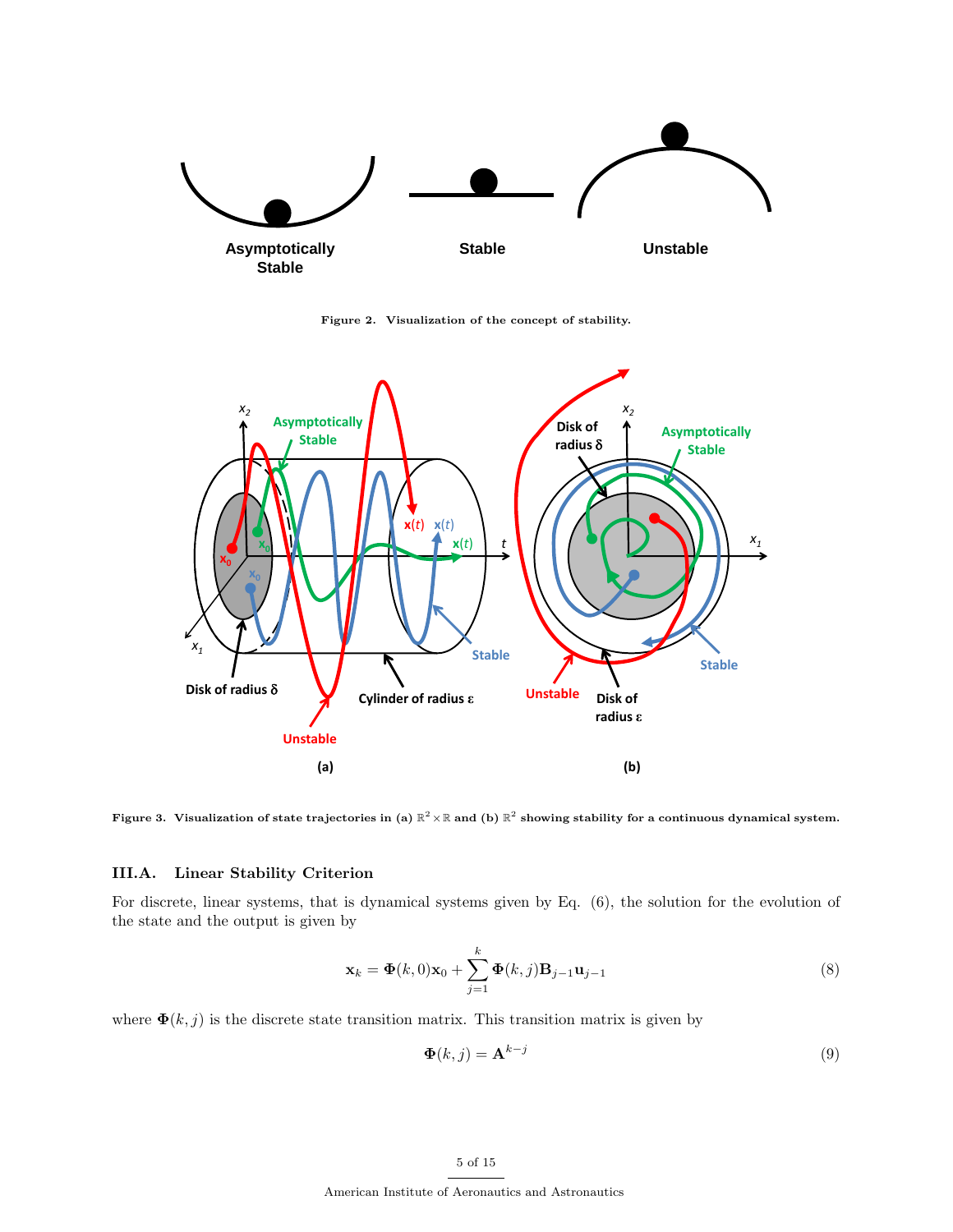Figure 2. Visualization of the concept of stability.

Figure 3. Visualization of state trajectories in (a) $\mathbb{R}^2 \times \mathbb{R}$ and (b) $\mathbb{R}^2$ showing stability for a continuous dynamical system.

### III.A. Linear Stability Criterion

For discrete, linear systems, that is dynamical systems given by Eq. (6), the solution for the evolution of the state and the output is given by

$$\mathbf{x}_k = \mathbf{\Phi}(k,0)\mathbf{x}_0 + \sum_{j=1}^{k} \mathbf{\Phi}(k,j)\mathbf{B}_{j-1}\mathbf{u}_{j-1} \tag{8}$$

where $\mathbf{\Phi}(k,j)$ is the discrete state transition matrix. This transition matrix is given by

$$\mathbf{\Phi}(k,j) = \mathbf{A}^{k-j} \tag{9}$$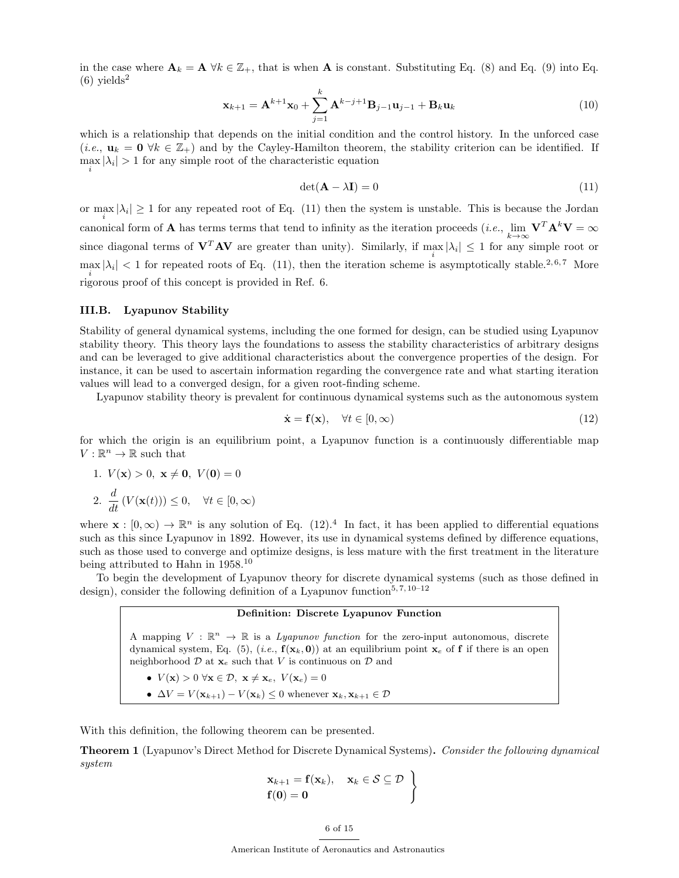in the case where $\mathbf{A}_k = \mathbf{A}\ \forall k \in \mathbb{Z}_+$, that is when $\mathbf{A}$ is constant. Substituting Eq. (8) and Eq. (9) into Eq. (6) yields[2]

$$\mathbf{x}_{k+1} = \mathbf{A}^{k+1}\mathbf{x}_0 + \sum_{j=1}^{k} \mathbf{A}^{k-j+1}\mathbf{B}_{j-1}\mathbf{u}_{j-1} + \mathbf{B}_k\mathbf{u}_k \tag{10}$$

which is a relationship that depends on the initial condition and the control history. In the unforced case (*i.e.*, $\mathbf{u}_k = \mathbf{0}\ \forall k \in \mathbb{Z}_+$) and by the Cayley-Hamilton theorem, the stability criterion can be identified. If $\max_i |\lambda_i| > 1$ for any simple root of the characteristic equation

$$\det(\mathbf{A} - \lambda\mathbf{I}) = 0 \tag{11}$$

or $\max_i |\lambda_i| \geq 1$ for any repeated root of Eq. (11) then the system is unstable. This is because the Jordan canonical form of $\mathbf{A}$ has terms terms that tend to infinity as the iteration proceeds (*i.e.*, $\lim_{k\to\infty} \mathbf{V}^T\mathbf{A}^k\mathbf{V} = \infty$ since diagonal terms of $\mathbf{V}^T\mathbf{A}\mathbf{V}$ are greater than unity). Similarly, if $\max_i |\lambda_i| \leq 1$ for any simple root or $\max_i |\lambda_i| < 1$ for repeated roots of Eq. (11), then the iteration scheme is asymptotically stable.[2,6,7] More rigorous proof of this concept is provided in Ref. 6.

### III.B. Lyapunov Stability

Stability of general dynamical systems, including the one formed for design, can be studied using Lyapunov stability theory. This theory lays the foundations to assess the stability characteristics of arbitrary designs and can be leveraged to give additional characteristics about the convergence properties of the design. For instance, it can be used to ascertain information regarding the convergence rate and what starting iteration values will lead to a converged design, for a given root-finding scheme.

Lyapunov stability theory is prevalent for continuous dynamical systems such as the autonomous system

$$\dot{\mathbf{x}} = \mathbf{f}(\mathbf{x}), \quad \forall t \in [0, \infty) \tag{12}$$

for which the origin is an equilibrium point, a Lyapunov function is a continuously differentiable map $V : \mathbb{R}^n \to \mathbb{R}$ such that

1. $V(\mathbf{x}) > 0,\ \mathbf{x} \neq \mathbf{0},\ V(\mathbf{0}) = 0$
2. $\dfrac{d}{dt}\left(V(\mathbf{x}(t))\right) \leq 0, \quad \forall t \in [0, \infty)$

where $\mathbf{x} : [0, \infty) \to \mathbb{R}^n$ is any solution of Eq. (12).[4] In fact, it has been applied to differential equations such as this since Lyapunov in 1892. However, its use in dynamical systems defined by difference equations, such as those used to converge and optimize designs, is less mature with the first treatment in the literature being attributed to Hahn in 1958.[10]

To begin the development of Lyapunov theory for discrete dynamical systems (such as those defined in design), consider the following definition of a Lyapunov function[5,7,10–12]

> **Definition: Discrete Lyapunov Function**
>
> A mapping $V : \mathbb{R}^n \to \mathbb{R}$ is a *Lyapunov function* for the zero-input autonomous, discrete dynamical system, Eq. (5), (*i.e.*, $\mathbf{f}(\mathbf{x}_k, \mathbf{0})$) at an equilibrium point $\mathbf{x}_e$ of $\mathbf{f}$ if there is an open neighborhood $\mathcal{D}$ at $\mathbf{x}_e$ such that $V$ is continuous on $\mathcal{D}$ and
>
> - $V(\mathbf{x}) > 0\ \forall \mathbf{x} \in \mathcal{D},\ \mathbf{x} \neq \mathbf{x}_e,\ V(\mathbf{x}_e) = 0$
> - $\Delta V = V(\mathbf{x}_{k+1}) - V(\mathbf{x}_k) \leq 0$ whenever $\mathbf{x}_k, \mathbf{x}_{k+1} \in \mathcal{D}$

With this definition, the following theorem can be presented.

**Theorem 1** (Lyapunov's Direct Method for Discrete Dynamical Systems)**.** *Consider the following dynamical system*

$$\left.\begin{aligned} &\mathbf{x}_{k+1} = \mathbf{f}(\mathbf{x}_k), \quad \mathbf{x}_k \in \mathcal{S} \subseteq \mathcal{D} \\ &\mathbf{f}(\mathbf{0}) = \mathbf{0} \end{aligned}\right\}$$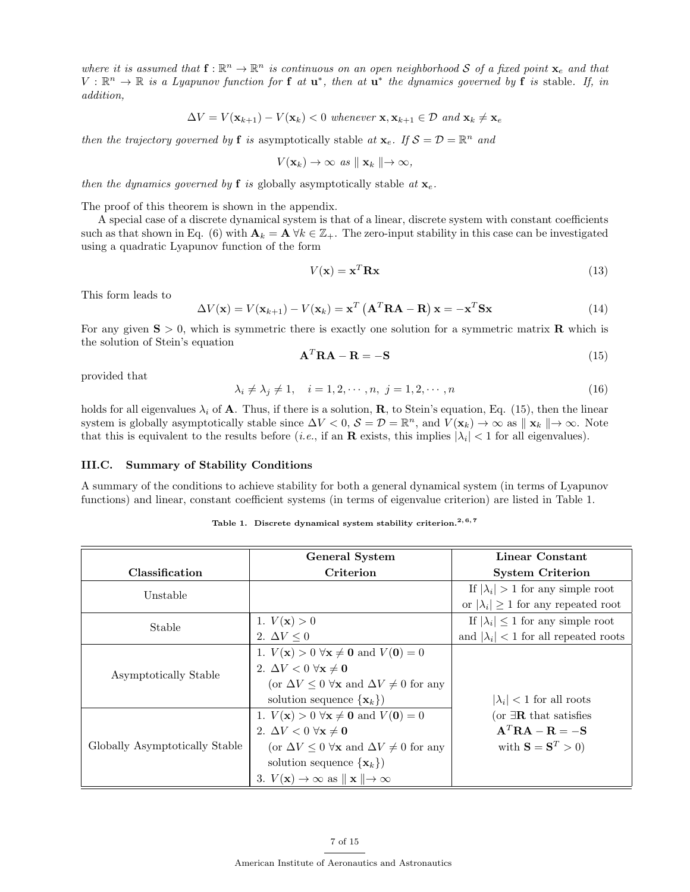*where it is assumed that $\mathbf{f} : \mathbb{R}^n \rightarrow \mathbb{R}^n$ is continuous on an open neighborhood $\mathcal{S}$ of a fixed point $\mathbf{x}_e$ and that $V : \mathbb{R}^n \rightarrow \mathbb{R}$ is a Lyapunov function for $\mathbf{f}$ at $\mathbf{u}^*$, then at $\mathbf{u}^*$ the dynamics governed by $\mathbf{f}$ is* stable*. If, in addition,*

$$\Delta V = V(\mathbf{x}_{k+1}) - V(\mathbf{x}_k) < 0 \text{ whenever } \mathbf{x}, \mathbf{x}_{k+1} \in \mathcal{D} \text{ and } \mathbf{x}_k \neq \mathbf{x}_e$$

*then the trajectory governed by $\mathbf{f}$ is* asymptotically stable *at $\mathbf{x}_e$. If $\mathcal{S} = \mathcal{D} = \mathbb{R}^n$ and*

$$V(\mathbf{x}_k) \rightarrow \infty \text{ as } \| \mathbf{x}_k \| \rightarrow \infty,$$

*then the dynamics governed by $\mathbf{f}$ is* globally asymptotically stable *at $\mathbf{x}_e$.*

The proof of this theorem is shown in the appendix.

A special case of a discrete dynamical system is that of a linear, discrete system with constant coefficients such as that shown in Eq. (6) with $\mathbf{A}_k = \mathbf{A} \; \forall k \in \mathbb{Z}_+$. The zero-input stability in this case can be investigated using a quadratic Lyapunov function of the form

$$V(\mathbf{x}) = \mathbf{x}^T \mathbf{R} \mathbf{x} \tag{13}$$

This form leads to

$$\Delta V(\mathbf{x}) = V(\mathbf{x}_{k+1}) - V(\mathbf{x}_k) = \mathbf{x}^T \left( \mathbf{A}^T \mathbf{R} \mathbf{A} - \mathbf{R} \right) \mathbf{x} = -\mathbf{x}^T \mathbf{S} \mathbf{x} \tag{14}$$

For any given $\mathbf{S} > 0$, which is symmetric there is exactly one solution for a symmetric matrix $\mathbf{R}$ which is the solution of Stein's equation

$$\mathbf{A}^T \mathbf{R} \mathbf{A} - \mathbf{R} = -\mathbf{S} \tag{15}$$

provided that

$$\lambda_i \neq \lambda_j \neq 1, \quad i = 1, 2, \cdots, n, \; j = 1, 2, \cdots, n \tag{16}$$

holds for all eigenvalues $\lambda_i$ of $\mathbf{A}$. Thus, if there is a solution, $\mathbf{R}$, to Stein's equation, Eq. (15), then the linear system is globally asymptotically stable since $\Delta V < 0$, $\mathcal{S} = \mathcal{D} = \mathbb{R}^n$, and $V(\mathbf{x}_k) \rightarrow \infty$ as $\| \mathbf{x}_k \| \rightarrow \infty$. Note that this is equivalent to the results before (*i.e.*, if an $\mathbf{R}$ exists, this implies $|\lambda_i| < 1$ for all eigenvalues).

### III.C. Summary of Stability Conditions

A summary of the conditions to achieve stability for both a general dynamical system (in terms of Lyapunov functions) and linear, constant coefficient systems (in terms of eigenvalue criterion) are listed in Table 1.

**Table 1. Discrete dynamical system stability criterion.[2,6,7]**

| Classification | General System Criterion | Linear Constant System Criterion |
|---|---|---|
| Unstable | | If $\lvert\lambda_i\rvert > 1$ for any simple root or $\lvert\lambda_i\rvert \geq 1$ for any repeated root |
| Stable | 1. $V(\mathbf{x}) > 0$ <br> 2. $\Delta V \leq 0$ | If $\lvert\lambda_i\rvert \leq 1$ for any simple root and $\lvert\lambda_i\rvert < 1$ for all repeated roots |
| Asymptotically Stable | 1. $V(\mathbf{x}) > 0 \; \forall \mathbf{x} \neq \mathbf{0}$ and $V(\mathbf{0}) = 0$ <br> 2. $\Delta V < 0 \; \forall \mathbf{x} \neq \mathbf{0}$ (or $\Delta V \leq 0 \; \forall \mathbf{x}$ and $\Delta V \neq 0$ for any solution sequence $\{\mathbf{x}_k\}$) | $\lvert\lambda_i\rvert < 1$ for all roots (or $\exists \mathbf{R}$ that satisfies $\mathbf{A}^T\mathbf{R}\mathbf{A} - \mathbf{R} = -\mathbf{S}$ with $\mathbf{S} = \mathbf{S}^T > 0$) |
| Globally Asymptotically Stable | 1. $V(\mathbf{x}) > 0 \; \forall \mathbf{x} \neq \mathbf{0}$ and $V(\mathbf{0}) = 0$ <br> 2. $\Delta V < 0 \; \forall \mathbf{x} \neq \mathbf{0}$ (or $\Delta V \leq 0 \; \forall \mathbf{x}$ and $\Delta V \neq 0$ for any solution sequence $\{\mathbf{x}_k\}$) <br> 3. $V(\mathbf{x}) \rightarrow \infty$ as $\| \mathbf{x} \| \rightarrow \infty$ | |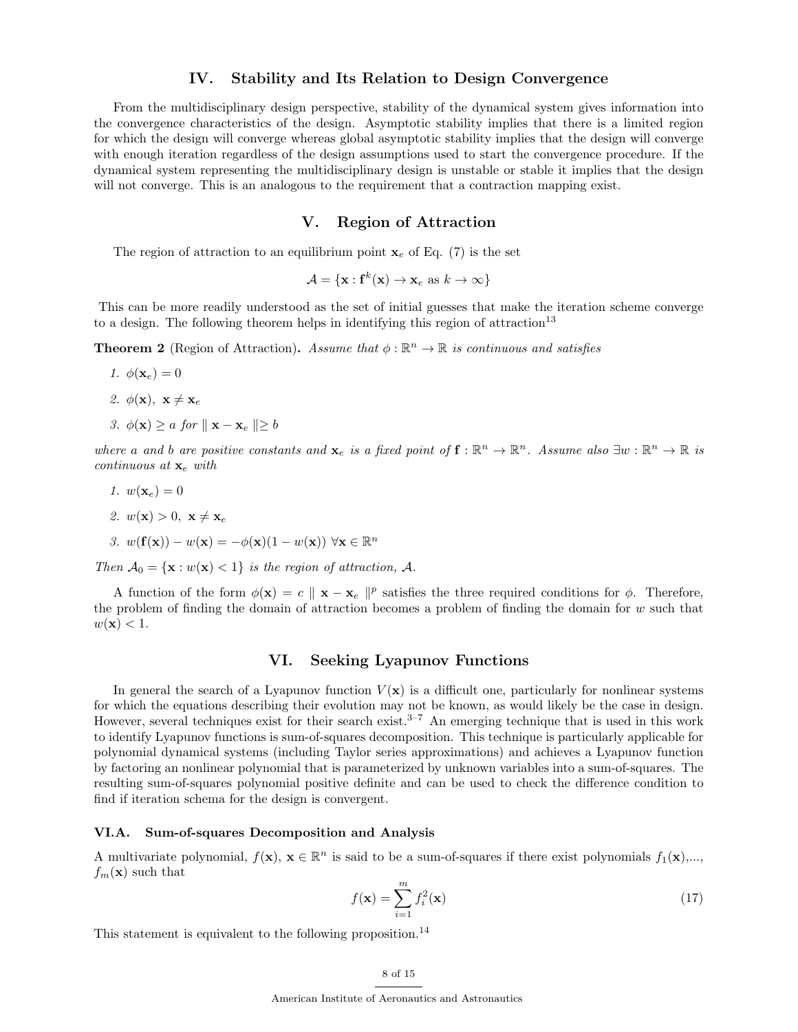## IV. Stability and Its Relation to Design Convergence

From the multidisciplinary design perspective, stability of the dynamical system gives information into the convergence characteristics of the design. Asymptotic stability implies that there is a limited region for which the design will converge whereas global asymptotic stability implies that the design will converge with enough iteration regardless of the design assumptions used to start the convergence procedure. If the dynamical system representing the multidisciplinary design is unstable or stable it implies that the design will not converge. This is an analogous to the requirement that a contraction mapping exist.

## V. Region of Attraction

The region of attraction to an equilibrium point $\mathbf{x}_e$ of Eq. (7) is the set

$$\mathcal{A} = \{\mathbf{x} : \mathbf{f}^k(\mathbf{x}) \to \mathbf{x}_e \text{ as } k \to \infty\}$$

This can be more readily understood as the set of initial guesses that make the iteration scheme converge to a design. The following theorem helps in identifying this region of attraction[13]

**Theorem 2** (Region of Attraction). *Assume that $\phi : \mathbb{R}^n \to \mathbb{R}$ is continuous and satisfies*

1. $\phi(\mathbf{x}_e) = 0$
2. $\phi(\mathbf{x}),\ \mathbf{x} \neq \mathbf{x}_e$
3. $\phi(\mathbf{x}) \geq a$ *for* $\| \mathbf{x} - \mathbf{x}_e \| \geq b$

*where $a$ and $b$ are positive constants and $\mathbf{x}_e$ is a fixed point of $\mathbf{f} : \mathbb{R}^n \to \mathbb{R}^n$. Assume also $\exists w : \mathbb{R}^n \to \mathbb{R}$ is continuous at $\mathbf{x}_e$ with*

1. $w(\mathbf{x}_e) = 0$
2. $w(\mathbf{x}) > 0,\ \mathbf{x} \neq \mathbf{x}_e$
3. $w(\mathbf{f}(\mathbf{x})) - w(\mathbf{x}) = -\phi(\mathbf{x})(1 - w(\mathbf{x}))\ \forall \mathbf{x} \in \mathbb{R}^n$

*Then $\mathcal{A}_0 = \{\mathbf{x} : w(\mathbf{x}) < 1\}$ is the region of attraction, $\mathcal{A}$.*

A function of the form $\phi(\mathbf{x}) = c \| \mathbf{x} - \mathbf{x}_e \|^p$ satisfies the three required conditions for $\phi$. Therefore, the problem of finding the domain of attraction becomes a problem of finding the domain for $w$ such that $w(\mathbf{x}) < 1$.

## VI. Seeking Lyapunov Functions

In general the search of a Lyapunov function $V(\mathbf{x})$ is a difficult one, particularly for nonlinear systems for which the equations describing their evolution may not be known, as would likely be the case in design. However, several techniques exist for their search exist.[3–7] An emerging technique that is used in this work to identify Lyapunov functions is sum-of-squares decomposition. This technique is particularly applicable for polynomial dynamical systems (including Taylor series approximations) and achieves a Lyapunov function by factoring an nonlinear polynomial that is parameterized by unknown variables into a sum-of-squares. The resulting sum-of-squares polynomial positive definite and can be used to check the difference condition to find if iteration schema for the design is convergent.

### VI.A. Sum-of-squares Decomposition and Analysis

A multivariate polynomial, $f(\mathbf{x})$, $\mathbf{x} \in \mathbb{R}^n$ is said to be a sum-of-squares if there exist polynomials $f_1(\mathbf{x})$,..., $f_m(\mathbf{x})$ such that

$$f(\mathbf{x}) = \sum_{i=1}^{m} f_i^2(\mathbf{x}) \tag{17}$$

This statement is equivalent to the following proposition.[14]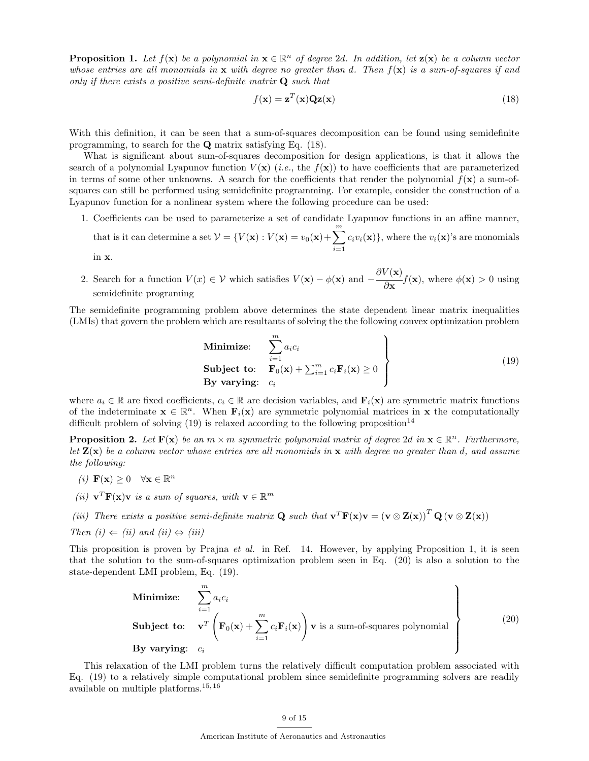**Proposition 1.** *Let $f(\mathbf{x})$ be a polynomial in $\mathbf{x} \in \mathbb{R}^n$ of degree $2d$. In addition, let $\mathbf{z}(\mathbf{x})$ be a column vector whose entries are all monomials in $\mathbf{x}$ with degree no greater than $d$. Then $f(\mathbf{x})$ is a sum-of-squares if and only if there exists a positive semi-definite matrix $\mathbf{Q}$ such that*

$$f(\mathbf{x}) = \mathbf{z}^T(\mathbf{x})\mathbf{Q}\mathbf{z}(\mathbf{x}) \tag{18}$$

With this definition, it can be seen that a sum-of-squares decomposition can be found using semidefinite programming, to search for the $\mathbf{Q}$ matrix satisfying Eq. (18).

What is significant about sum-of-squares decomposition for design applications, is that it allows the search of a polynomial Lyapunov function $V(\mathbf{x})$ (*i.e.*, the $f(\mathbf{x})$) to have coefficients that are parameterized in terms of some other unknowns. A search for the coefficients that render the polynomial $f(\mathbf{x})$ a sum-of-squares can still be performed using semidefinite programming. For example, consider the construction of a Lyapunov function for a nonlinear system where the following procedure can be used:

1. Coefficients can be used to parameterize a set of candidate Lyapunov functions in an affine manner, that is it can determine a set $\mathcal{V} = \{V(\mathbf{x}) : V(\mathbf{x}) = v_0(\mathbf{x}) + \sum_{i=1}^{m} c_i v_i(\mathbf{x})\}$, where the $v_i(\mathbf{x})$'s are monomials in $\mathbf{x}$.
2. Search for a function $V(x) \in \mathcal{V}$ which satisfies $V(\mathbf{x}) - \phi(\mathbf{x})$ and $-\dfrac{\partial V(\mathbf{x})}{\partial \mathbf{x}} f(\mathbf{x})$, where $\phi(\mathbf{x}) > 0$ using semidefinite programing

The semidefinite programming problem above determines the state dependent linear matrix inequalities (LMIs) that govern the problem which are resultants of solving the the following convex optimization problem

$$\left.\begin{array}{ll} \textbf{Minimize:} & \displaystyle\sum_{i=1}^{m} a_i c_i \\ \textbf{Subject to:} & \mathbf{F}_0(\mathbf{x}) + \sum_{i=1}^{m} c_i \mathbf{F}_i(\mathbf{x}) \geq 0 \\ \textbf{By varying:} & c_i \end{array}\right\} \tag{19}$$

where $a_i \in \mathbb{R}$ are fixed coefficients, $c_i \in \mathbb{R}$ are decision variables, and $\mathbf{F}_i(\mathbf{x})$ are symmetric matrix functions of the indeterminate $\mathbf{x} \in \mathbb{R}^n$. When $\mathbf{F}_i(\mathbf{x})$ are symmetric polynomial matrices in $\mathbf{x}$ the computationally difficult problem of solving (19) is relaxed according to the following proposition[14]

**Proposition 2.** *Let $\mathbf{F}(\mathbf{x})$ be an $m \times m$ symmetric polynomial matrix of degree $2d$ in $\mathbf{x} \in \mathbb{R}^n$. Furthermore, let $\mathbf{Z}(\mathbf{x})$ be a column vector whose entries are all monomials in $\mathbf{x}$ with degree no greater than $d$, and assume the following:*

*(i)* $\mathbf{F}(\mathbf{x}) \geq 0 \quad \forall \mathbf{x} \in \mathbb{R}^n$

*(ii)* $\mathbf{v}^T\mathbf{F}(\mathbf{x})\mathbf{v}$ *is a sum of squares, with* $\mathbf{v} \in \mathbb{R}^m$

*(iii) There exists a positive semi-definite matrix $\mathbf{Q}$ such that* $\mathbf{v}^T\mathbf{F}(\mathbf{x})\mathbf{v} = (\mathbf{v} \otimes \mathbf{Z}(\mathbf{x}))^T \mathbf{Q} (\mathbf{v} \otimes \mathbf{Z}(\mathbf{x}))$

*Then (i) $\Leftarrow$ (ii) and (ii) $\Leftrightarrow$ (iii)*

This proposition is proven by Prajna *et al.* in Ref. 14. However, by applying Proposition 1, it is seen that the solution to the sum-of-squares optimization problem seen in Eq. (20) is also a solution to the state-dependent LMI problem, Eq. (19).

$$\left.\begin{array}{ll} \textbf{Minimize:} & \displaystyle\sum_{i=1}^{m} a_i c_i \\ \textbf{Subject to:} & \mathbf{v}^T \left(\mathbf{F}_0(\mathbf{x}) + \displaystyle\sum_{i=1}^{m} c_i \mathbf{F}_i(\mathbf{x})\right) \mathbf{v} \text{ is a sum-of-squares polynomial} \\ \textbf{By varying:} & c_i \end{array}\right\} \tag{20}$$

This relaxation of the LMI problem turns the relatively difficult computation problem associated with Eq. (19) to a relatively simple computational problem since semidefinite programming solvers are readily available on multiple platforms.[15,16]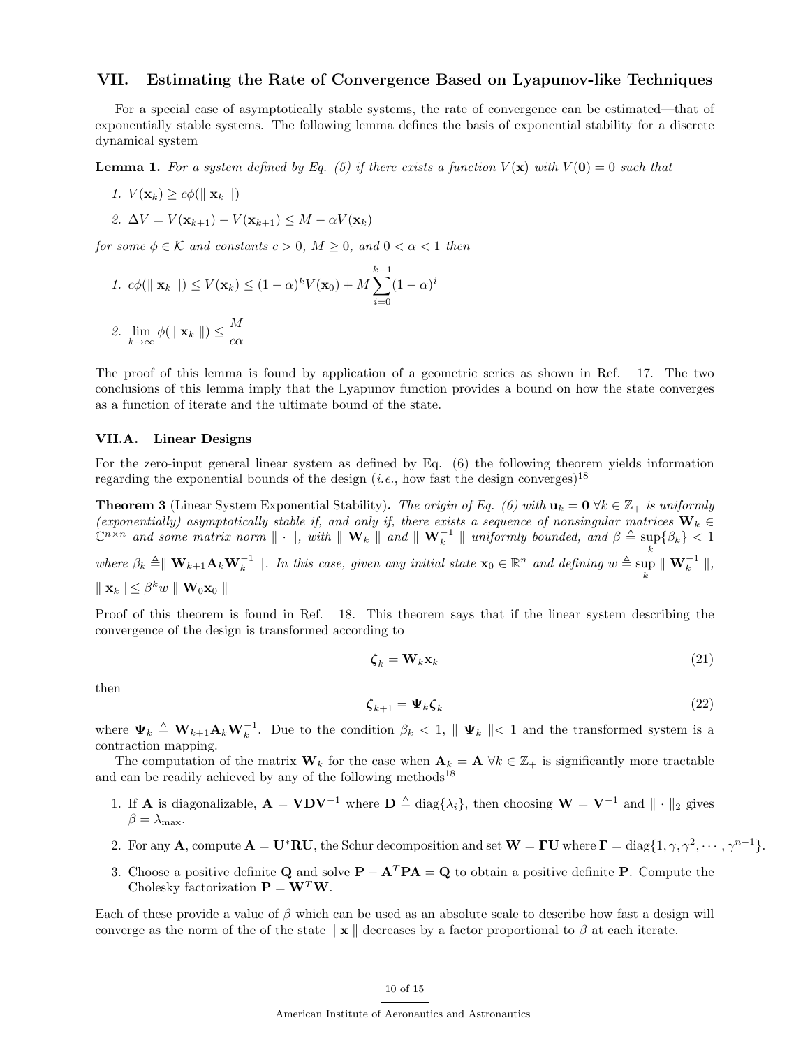## VII. Estimating the Rate of Convergence Based on Lyapunov-like Techniques

For a special case of asymptotically stable systems, the rate of convergence can be estimated—that of exponentially stable systems. The following lemma defines the basis of exponential stability for a discrete dynamical system

**Lemma 1.** *For a system defined by Eq. (5) if there exists a function $V(\mathbf{x})$ with $V(\mathbf{0}) = 0$ such that*

1. $V(\mathbf{x}_k) \geq c\phi(\| \mathbf{x}_k \|)$
2. $\Delta V = V(\mathbf{x}_{k+1}) - V(\mathbf{x}_{k+1}) \leq M - \alpha V(\mathbf{x}_k)$

*for some $\phi \in \mathcal{K}$ and constants $c > 0$, $M \geq 0$, and $0 < \alpha < 1$ then*

1. $c\phi(\| \mathbf{x}_k \|) \leq V(\mathbf{x}_k) \leq (1-\alpha)^k V(\mathbf{x}_0) + M \sum_{i=0}^{k-1} (1-\alpha)^i$
2. $\lim_{k \to \infty} \phi(\| \mathbf{x}_k \|) \leq \dfrac{M}{c\alpha}$

The proof of this lemma is found by application of a geometric series as shown in Ref. 17. The two conclusions of this lemma imply that the Lyapunov function provides a bound on how the state converges as a function of iterate and the ultimate bound of the state.

### VII.A. Linear Designs

For the zero-input general linear system as defined by Eq. (6) the following theorem yields information regarding the exponential bounds of the design (*i.e.*, how fast the design converges)[18]

**Theorem 3** (Linear System Exponential Stability)**.** *The origin of Eq. (6) with $\mathbf{u}_k = \mathbf{0}\ \forall k \in \mathbb{Z}_+$ is uniformly (exponentially) asymptotically stable if, and only if, there exists a sequence of nonsingular matrices $\mathbf{W}_k \in \mathbb{C}^{n \times n}$ and some matrix norm $\| \cdot \|$, with $\| \mathbf{W}_k \|$ and $\| \mathbf{W}_k^{-1} \|$ uniformly bounded, and $\beta \triangleq \sup_k \{\beta_k\} < 1$ where $\beta_k \triangleq \| \mathbf{W}_{k+1} \mathbf{A}_k \mathbf{W}_k^{-1} \|$. In this case, given any initial state $\mathbf{x}_0 \in \mathbb{R}^n$ and defining $w \triangleq \sup_k \| \mathbf{W}_k^{-1} \|$, $\| \mathbf{x}_k \| \leq \beta^k w \| \mathbf{W}_0 \mathbf{x}_0 \|$*

Proof of this theorem is found in Ref. 18. This theorem says that if the linear system describing the convergence of the design is transformed according to

$$\boldsymbol{\zeta}_k = \mathbf{W}_k \mathbf{x}_k \tag{21}$$

then

$$\boldsymbol{\zeta}_{k+1} = \boldsymbol{\Psi}_k \boldsymbol{\zeta}_k \tag{22}$$

where $\boldsymbol{\Psi}_k \triangleq \mathbf{W}_{k+1} \mathbf{A}_k \mathbf{W}_k^{-1}$. Due to the condition $\beta_k < 1$, $\| \boldsymbol{\Psi}_k \| < 1$ and the transformed system is a contraction mapping.

The computation of the matrix $\mathbf{W}_k$ for the case when $\mathbf{A}_k = \mathbf{A}\ \forall k \in \mathbb{Z}_+$ is significantly more tractable and can be readily achieved by any of the following methods[18]

1. If $\mathbf{A}$ is diagonalizable, $\mathbf{A} = \mathbf{V}\mathbf{D}\mathbf{V}^{-1}$ where $\mathbf{D} \triangleq \text{diag}\{\lambda_i\}$, then choosing $\mathbf{W} = \mathbf{V}^{-1}$ and $\| \cdot \|_2$ gives $\beta = \lambda_{\max}$.
2. For any $\mathbf{A}$, compute $\mathbf{A} = \mathbf{U}^*\mathbf{R}\mathbf{U}$, the Schur decomposition and set $\mathbf{W} = \boldsymbol{\Gamma}\mathbf{U}$ where $\boldsymbol{\Gamma} = \text{diag}\{1, \gamma, \gamma^2, \cdots, \gamma^{n-1}\}$.
3. Choose a positive definite $\mathbf{Q}$ and solve $\mathbf{P} - \mathbf{A}^T\mathbf{P}\mathbf{A} = \mathbf{Q}$ to obtain a positive definite $\mathbf{P}$. Compute the Cholesky factorization $\mathbf{P} = \mathbf{W}^T\mathbf{W}$.

Each of these provide a value of $\beta$ which can be used as an absolute scale to describe how fast a design will converge as the norm of the of the state $\| \mathbf{x} \|$ decreases by a factor proportional to $\beta$ at each iterate.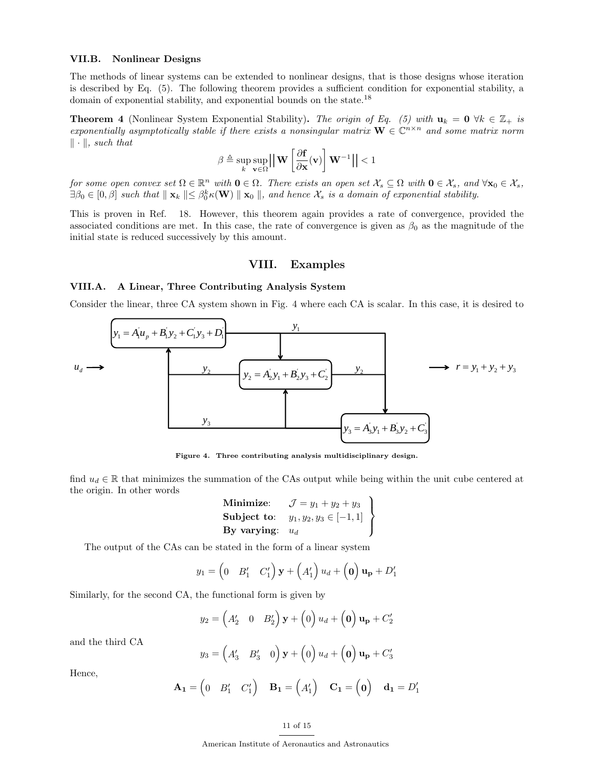### VII.B. Nonlinear Designs

The methods of linear systems can be extended to nonlinear designs, that is those designs whose iteration is described by Eq. (5). The following theorem provides a sufficient condition for exponential stability, a domain of exponential stability, and exponential bounds on the state.[18]

**Theorem 4** (Nonlinear System Exponential Stability). *The origin of Eq. (5) with $\mathbf{u}_k = \mathbf{0}\ \forall k \in \mathbb{Z}_+$ is exponentially asymptotically stable if there exists a nonsingular matrix $\mathbf{W} \in \mathbb{C}^{n\times n}$ and some matrix norm $\|\cdot\|$, such that*

$$\beta \triangleq \sup_k \sup_{\mathbf{v}\in\Omega} \left\| \mathbf{W} \left[\frac{\partial \mathbf{f}}{\partial \mathbf{x}}(\mathbf{v})\right] \mathbf{W}^{-1} \right\| < 1$$

*for some open convex set $\Omega \in \mathbb{R}^n$ with $\mathbf{0} \in \Omega$. There exists an open set $\mathcal{X}_s \subseteq \Omega$ with $\mathbf{0} \in \mathcal{X}_s$, and $\forall \mathbf{x}_0 \in \mathcal{X}_s$, $\exists \beta_0 \in [0, \beta]$ such that $\| \mathbf{x}_k \| \leq \beta_0^k \kappa(\mathbf{W}) \| \mathbf{x}_0 \|$, and hence $\mathcal{X}_s$ is a domain of exponential stability.*

This is proven in Ref. 18. However, this theorem again provides a rate of convergence, provided the associated conditions are met. In this case, the rate of convergence is given as $\beta_0$ as the magnitude of the initial state is reduced successively by this amount.

## VIII. Examples

### VIII.A. A Linear, Three Contributing Analysis System

Consider the linear, three CA system shown in Fig. 4 where each CA is scalar. In this case, it is desired to

**Figure 4. Three contributing analysis multidisciplinary design.**

find $u_d \in \mathbb{R}$ that minimizes the summation of the CAs output while being within the unit cube centered at the origin. In other words

$$\left.\begin{array}{ll}\textbf{Minimize:} & \mathcal{J} = y_1 + y_2 + y_3 \\ \textbf{Subject to:} & y_1, y_2, y_3 \in [-1, 1] \\ \textbf{By varying:} & u_d\end{array}\right\}$$

The output of the CAs can be stated in the form of a linear system

$$y_1 = \begin{pmatrix} 0 & B_1' & C_1' \end{pmatrix} \mathbf{y} + \begin{pmatrix} A_1' \end{pmatrix} u_d + \begin{pmatrix} \mathbf{0} \end{pmatrix} \mathbf{u_p} + D_1'$$

Similarly, for the second CA, the functional form is given by

$$y_2 = \begin{pmatrix} A_2' & 0 & B_2' \end{pmatrix} \mathbf{y} + \begin{pmatrix} 0 \end{pmatrix} u_d + \begin{pmatrix} \mathbf{0} \end{pmatrix} \mathbf{u_p} + C_2'$$

and the third CA

$$y_3 = \begin{pmatrix} A_3' & B_3' & 0 \end{pmatrix} \mathbf{y} + \begin{pmatrix} 0 \end{pmatrix} u_d + \begin{pmatrix} \mathbf{0} \end{pmatrix} \mathbf{u_p} + C_3'$$

Hence,

$$\mathbf{A_1} = \begin{pmatrix} 0 & B_1' & C_1' \end{pmatrix} \quad \mathbf{B_1} = \begin{pmatrix} A_1' \end{pmatrix} \quad \mathbf{C_1} = \begin{pmatrix} \mathbf{0} \end{pmatrix} \quad \mathbf{d_1} = D_1'$$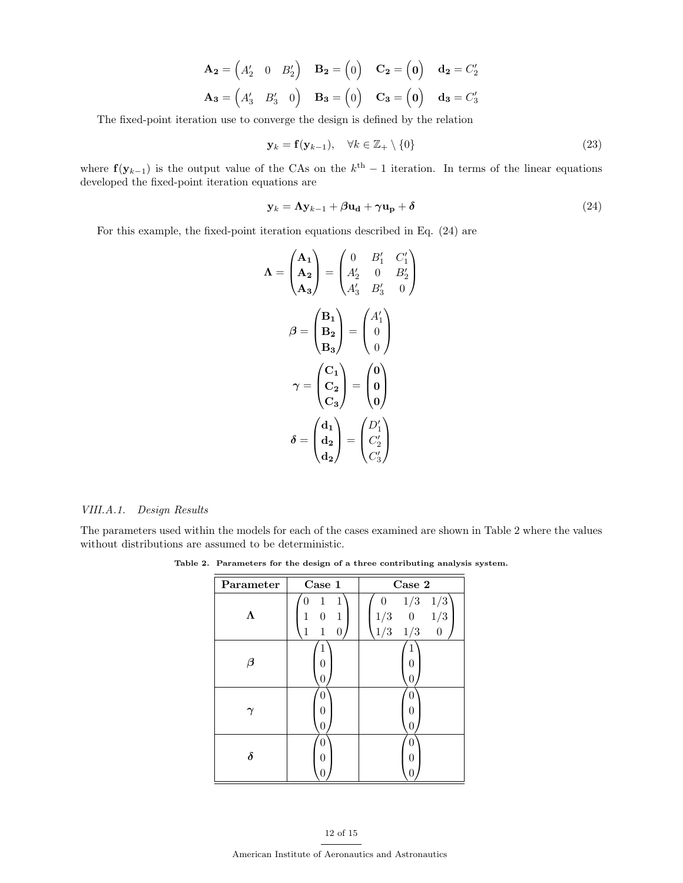$$\mathbf{A_2} = \begin{pmatrix} A_2' & 0 & B_2' \end{pmatrix} \quad \mathbf{B_2} = \begin{pmatrix} 0 \end{pmatrix} \quad \mathbf{C_2} = \begin{pmatrix} \mathbf{0} \end{pmatrix} \quad \mathbf{d_2} = C_2'$$

$$\mathbf{A_3} = \begin{pmatrix} A_3' & B_3' & 0 \end{pmatrix} \quad \mathbf{B_3} = \begin{pmatrix} 0 \end{pmatrix} \quad \mathbf{C_3} = \begin{pmatrix} \mathbf{0} \end{pmatrix} \quad \mathbf{d_3} = C_3'$$

The fixed-point iteration use to converge the design is defined by the relation

$$\mathbf{y}_k = \mathbf{f}(\mathbf{y}_{k-1}), \quad \forall k \in \mathbb{Z}_+ \setminus \{0\} \tag{23}$$

where $\mathbf{f}(\mathbf{y}_{k-1})$ is the output value of the CAs on the $k^{\text{th}} - 1$ iteration. In terms of the linear equations developed the fixed-point iteration equations are

$$\mathbf{y}_k = \mathbf{\Lambda}\mathbf{y}_{k-1} + \boldsymbol{\beta}\mathbf{u_d} + \boldsymbol{\gamma}\mathbf{u_p} + \boldsymbol{\delta} \tag{24}$$

For this example, the fixed-point iteration equations described in Eq. (24) are

$$\mathbf{\Lambda} = \begin{pmatrix} \mathbf{A_1} \\ \mathbf{A_2} \\ \mathbf{A_3} \end{pmatrix} = \begin{pmatrix} 0 & B_1' & C_1' \\ A_2' & 0 & B_2' \\ A_3' & B_3' & 0 \end{pmatrix}$$

$$\boldsymbol{\beta} = \begin{pmatrix} \mathbf{B_1} \\ \mathbf{B_2} \\ \mathbf{B_3} \end{pmatrix} = \begin{pmatrix} A_1' \\ 0 \\ 0 \end{pmatrix}$$

$$\boldsymbol{\gamma} = \begin{pmatrix} \mathbf{C_1} \\ \mathbf{C_2} \\ \mathbf{C_3} \end{pmatrix} = \begin{pmatrix} \mathbf{0} \\ \mathbf{0} \\ \mathbf{0} \end{pmatrix}$$

$$\boldsymbol{\delta} = \begin{pmatrix} \mathbf{d_1} \\ \mathbf{d_2} \\ \mathbf{d_2} \end{pmatrix} = \begin{pmatrix} D_1' \\ C_2' \\ C_3' \end{pmatrix}$$

#### VIII.A.1. Design Results

The parameters used within the models for each of the cases examined are shown in Table 2 where the values without distributions are assumed to be deterministic.

**Table 2. Parameters for the design of a three contributing analysis system.**

| Parameter | Case 1 | Case 2 |
|---|---|---|
| $\mathbf{\Lambda}$ | $\begin{pmatrix} 0 & 1 & 1 \\ 1 & 0 & 1 \\ 1 & 1 & 0 \end{pmatrix}$ | $\begin{pmatrix} 0 & 1/3 & 1/3 \\ 1/3 & 0 & 1/3 \\ 1/3 & 1/3 & 0 \end{pmatrix}$ |
| $\boldsymbol{\beta}$ | $\begin{pmatrix} 1 \\ 0 \\ 0 \end{pmatrix}$ | $\begin{pmatrix} 1 \\ 0 \\ 0 \end{pmatrix}$ |
| $\boldsymbol{\gamma}$ | $\begin{pmatrix} 0 \\ 0 \\ 0 \end{pmatrix}$ | $\begin{pmatrix} 0 \\ 0 \\ 0 \end{pmatrix}$ |
| $\boldsymbol{\delta}$ | $\begin{pmatrix} 0 \\ 0 \\ 0 \end{pmatrix}$ | $\begin{pmatrix} 0 \\ 0 \\ 0 \end{pmatrix}$ |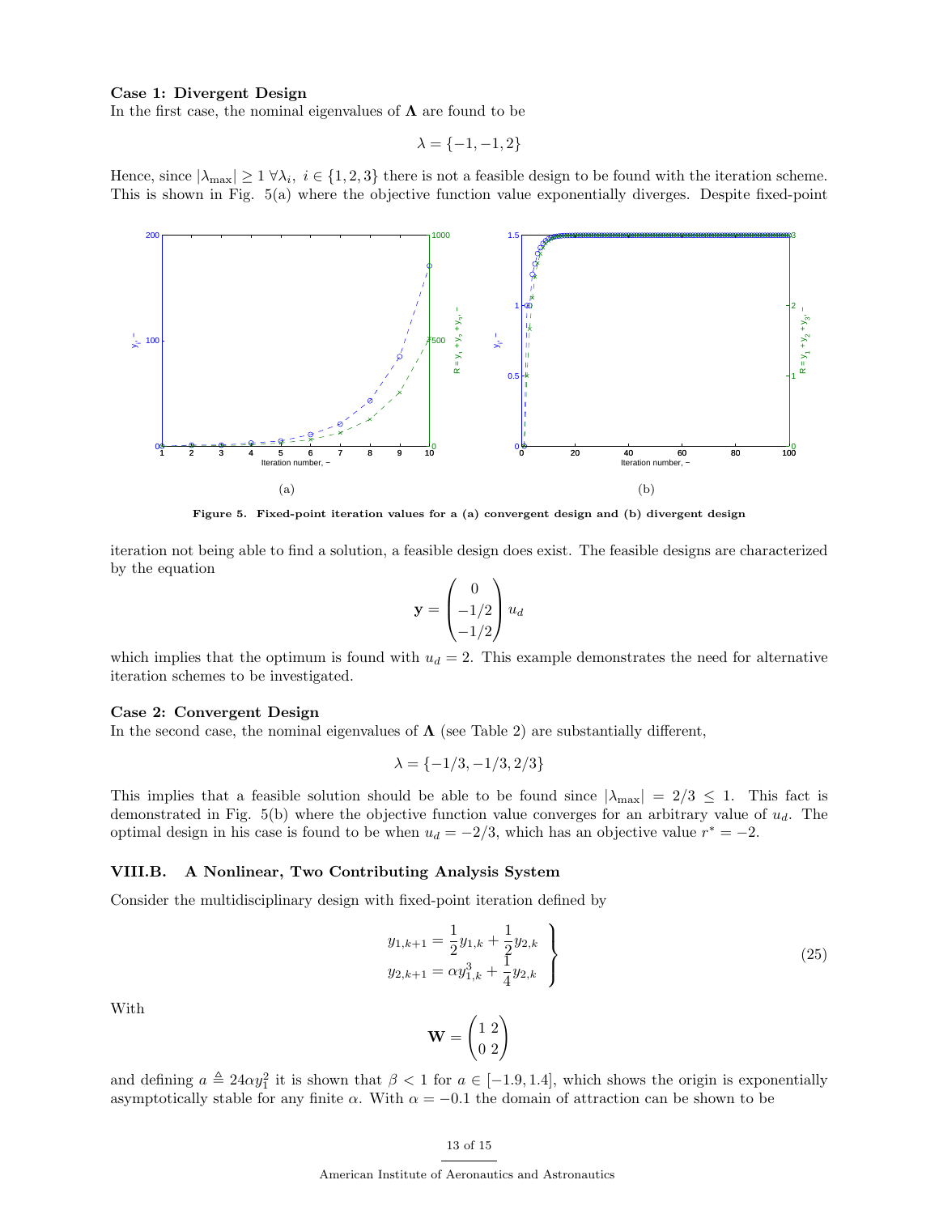**Case 1: Divergent Design**
In the first case, the nominal eigenvalues of $\mathbf{\Lambda}$ are found to be

$$\lambda = \{-1, -1, 2\}$$

Hence, since $|\lambda_{\max}| \geq 1 \; \forall \lambda_i, \; i \in \{1, 2, 3\}$ there is not a feasible design to be found with the iteration scheme. This is shown in Fig. 5(a) where the objective function value exponentially diverges. Despite fixed-point iteration not being able to find a solution, a feasible design does exist. The feasible designs are characterized by the equation

$$\mathbf{y} = \begin{pmatrix} 0 \\ -1/2 \\ -1/2 \end{pmatrix} u_d$$

which implies that the optimum is found with $u_d = 2$. This example demonstrates the need for alternative iteration schemes to be investigated.

(a) (b)

**Figure 5. Fixed-point iteration values for a (a) convergent design and (b) divergent design**

**Case 2: Convergent Design**
In the second case, the nominal eigenvalues of $\mathbf{\Lambda}$ (see Table 2) are substantially different,

$$\lambda = \{-1/3, -1/3, 2/3\}$$

This implies that a feasible solution should be able to be found since $|\lambda_{\max}| = 2/3 \leq 1$. This fact is demonstrated in Fig. 5(b) where the objective function value converges for an arbitrary value of $u_d$. The optimal design in his case is found to be when $u_d = -2/3$, which has an objective value $r^* = -2$.

## VIII.B. A Nonlinear, Two Contributing Analysis System

Consider the multidisciplinary design with fixed-point iteration defined by

$$\left.\begin{aligned} y_{1,k+1} &= \frac{1}{2} y_{1,k} + \frac{1}{2} y_{2,k} \\ y_{2,k+1} &= \alpha y_{1,k}^3 + \frac{1}{4} y_{2,k} \end{aligned}\right\} \tag{25}$$

With

$$\mathbf{W} = \begin{pmatrix} 1 & 2 \\ 0 & 2 \end{pmatrix}$$

and defining $a \triangleq 24\alpha y_1^2$ it is shown that $\beta < 1$ for $a \in [-1.9, 1.4]$, which shows the origin is exponentially asymptotically stable for any finite $\alpha$. With $\alpha = -0.1$ the domain of attraction can be shown to be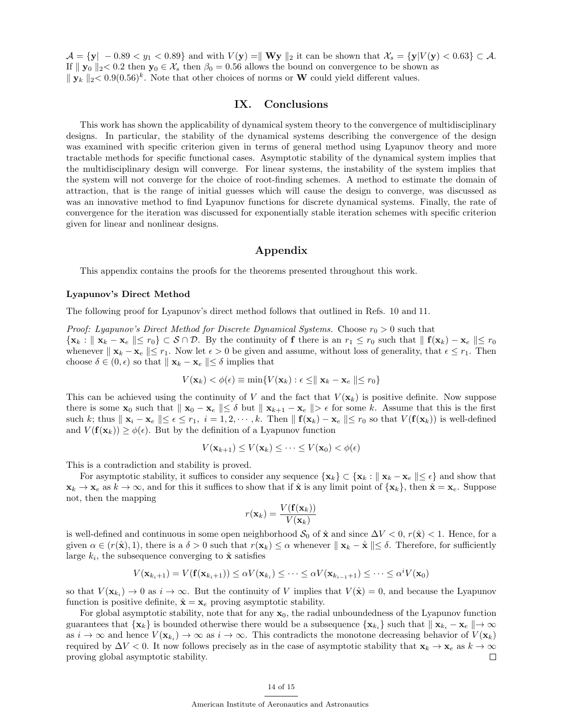$\mathcal{A} = \{\mathbf{y}| \ -0.89 < y_1 < 0.89\}$ and with $V(\mathbf{y}) = \| \mathbf{W}\mathbf{y} \|_2$ it can be shown that $\mathcal{X}_s = \{\mathbf{y}|V(\mathbf{y}) < 0.63\} \subset \mathcal{A}$. If $\| \mathbf{y}_0 \|_2 < 0.2$ then $\mathbf{y}_0 \in \mathcal{X}_s$ then $\beta_0 = 0.56$ allows the bound on convergence to be shown as $\| \mathbf{y}_k \|_2 < 0.9(0.56)^k$. Note that other choices of norms or $\mathbf{W}$ could yield different values.

# IX. Conclusions

This work has shown the applicability of dynamical system theory to the convergence of multidisciplinary designs. In particular, the stability of the dynamical systems describing the convergence of the design was examined with specific criterion given in terms of general method using Lyapunov theory and more tractable methods for specific functional cases. Asymptotic stability of the dynamical system implies that the multidisciplinary design will converge. For linear systems, the instability of the system implies that the system will not converge for the choice of root-finding schemes. A method to estimate the domain of attraction, that is the range of initial guesses which will cause the design to converge, was discussed as was an innovative method to find Lyapunov functions for discrete dynamical systems. Finally, the rate of convergence for the iteration was discussed for exponentially stable iteration schemes with specific criterion given for linear and nonlinear designs.

# Appendix

This appendix contains the proofs for the theorems presented throughout this work.

### Lyapunov's Direct Method

The following proof for Lyapunov's direct method follows that outlined in Refs. 10 and 11.

*Proof: Lyapunov's Direct Method for Discrete Dynamical Systems.* Choose $r_0 > 0$ such that $\{\mathbf{x}_k : \| \mathbf{x}_k - \mathbf{x}_e \| \leq r_0\} \subset \mathcal{S} \cap \mathcal{D}$. By the continuity of $\mathbf{f}$ there is an $r_1 \leq r_0$ such that $\| \mathbf{f}(\mathbf{x}_k) - \mathbf{x}_e \| \leq r_0$ whenever $\| \mathbf{x}_k - \mathbf{x}_e \| \leq r_1$. Now let $\epsilon > 0$ be given and assume, without loss of generality, that $\epsilon \leq r_1$. Then choose $\delta \in (0, \epsilon)$ so that $\| \mathbf{x}_k - \mathbf{x}_e \| \leq \delta$ implies that

$$V(\mathbf{x}_k) < \phi(\epsilon) \equiv \min\{V(\mathbf{x}_k) : \epsilon \leq \| \mathbf{x}_k - \mathbf{x}_e \| \leq r_0\}$$

This can be achieved using the continuity of $V$ and the fact that $V(\mathbf{x}_k)$ is positive definite. Now suppose there is some $\mathbf{x}_0$ such that $\| \mathbf{x}_0 - \mathbf{x}_e \| \leq \delta$ but $\| \mathbf{x}_{k+1} - \mathbf{x}_e \| > \epsilon$ for some $k$. Assume that this is the first such $k$; thus $\| \mathbf{x}_i - \mathbf{x}_e \| \leq \epsilon \leq r_1, \ i = 1, 2, \cdots, k$. Then $\| \mathbf{f}(\mathbf{x}_k) - \mathbf{x}_e \| \leq r_0$ so that $V(\mathbf{f}(\mathbf{x}_k))$ is well-defined and $V(\mathbf{f}(\mathbf{x}_k)) \geq \phi(\epsilon)$. But by the definition of a Lyapunov function

$$V(\mathbf{x}_{k+1}) \leq V(\mathbf{x}_k) \leq \cdots \leq V(\mathbf{x}_0) < \phi(\epsilon)$$

This is a contradiction and stability is proved.

For asymptotic stability, it suffices to consider any sequence $\{\mathbf{x}_k\} \subset \{\mathbf{x}_k : \| \mathbf{x}_k - \mathbf{x}_e \| \leq \epsilon\}$ and show that $\mathbf{x}_k \to \mathbf{x}_e$ as $k \to \infty$, and for this it suffices to show that if $\hat{\mathbf{x}}$ is any limit point of $\{\mathbf{x}_k\}$, then $\hat{\mathbf{x}} = \mathbf{x}_e$. Suppose not, then the mapping

$$r(\mathbf{x}_k) = \frac{V(\mathbf{f}(\mathbf{x}_k))}{V(\mathbf{x}_k)}$$

is well-defined and continuous in some open neighborhood $\mathcal{S}_0$ of $\hat{\mathbf{x}}$ and since $\Delta V < 0$, $r(\hat{\mathbf{x}}) < 1$. Hence, for a given $\alpha \in (r(\hat{\mathbf{x}}), 1)$, there is a $\delta > 0$ such that $r(\mathbf{x}_k) \leq \alpha$ whenever $\| \mathbf{x}_k - \hat{\mathbf{x}} \| \leq \delta$. Therefore, for sufficiently large $k_i$, the subsequence converging to $\hat{\mathbf{x}}$ satisfies

$$V(\mathbf{x}_{k_i+1}) = V(\mathbf{f}(\mathbf{x}_{k_i+1})) \leq \alpha V(\mathbf{x}_{k_i}) \leq \cdots \leq \alpha V(\mathbf{x}_{k_{i-1}+1}) \leq \cdots \leq \alpha^i V(\mathbf{x}_0)$$

so that $V(\mathbf{x}_{k_i}) \to 0$ as $i \to \infty$. But the continuity of $V$ implies that $V(\hat{\mathbf{x}}) = 0$, and because the Lyapunov function is positive definite, $\hat{\mathbf{x}} = \mathbf{x}_e$ proving asymptotic stability.

For global asymptotic stability, note that for any $\mathbf{x}_0$, the radial unboundedness of the Lyapunov function guarantees that $\{\mathbf{x}_k\}$ is bounded otherwise there would be a subsequence $\{\mathbf{x}_{k_i}\}$ such that $\| \mathbf{x}_{k_i} - \mathbf{x}_e \| \to \infty$ as $i \to \infty$ and hence $V(\mathbf{x}_{k_i}) \to \infty$ as $i \to \infty$. This contradicts the monotone decreasing behavior of $V(\mathbf{x}_k)$ required by $\Delta V < 0$. It now follows precisely as in the case of asymptotic stability that $\mathbf{x}_k \to \mathbf{x}_e$ as $k \to \infty$ proving global asymptotic stability. □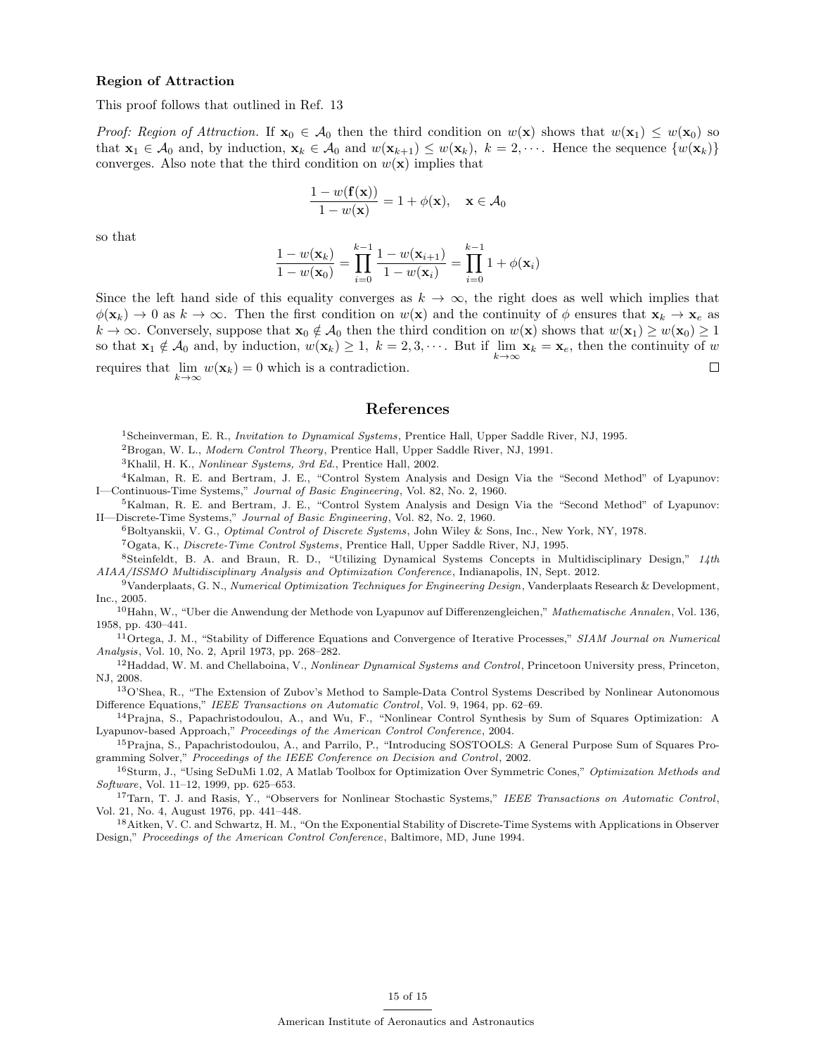### Region of Attraction

This proof follows that outlined in Ref. 13

*Proof: Region of Attraction.* If $\mathbf{x}_0 \in \mathcal{A}_0$ then the third condition on $w(\mathbf{x})$ shows that $w(\mathbf{x}_1) \leq w(\mathbf{x}_0)$ so that $\mathbf{x}_1 \in \mathcal{A}_0$ and, by induction, $\mathbf{x}_k \in \mathcal{A}_0$ and $w(\mathbf{x}_{k+1}) \leq w(\mathbf{x}_k),\ k = 2, \cdots$. Hence the sequence $\{w(\mathbf{x}_k)\}$ converges. Also note that the third condition on $w(\mathbf{x})$ implies that

$$\frac{1 - w(\mathbf{f}(\mathbf{x}))}{1 - w(\mathbf{x})} = 1 + \phi(\mathbf{x}), \quad \mathbf{x} \in \mathcal{A}_0$$

so that

$$\frac{1 - w(\mathbf{x}_k)}{1 - w(\mathbf{x}_0)} = \prod_{i=0}^{k-1} \frac{1 - w(\mathbf{x}_{i+1})}{1 - w(\mathbf{x}_i)} = \prod_{i=0}^{k-1} 1 + \phi(\mathbf{x}_i)$$

Since the left hand side of this equality converges as $k \to \infty$, the right does as well which implies that $\phi(\mathbf{x}_k) \to 0$ as $k \to \infty$. Then the first condition on $w(\mathbf{x})$ and the continuity of $\phi$ ensures that $\mathbf{x}_k \to \mathbf{x}_e$ as $k \to \infty$. Conversely, suppose that $\mathbf{x}_0 \notin \mathcal{A}_0$ then the third condition on $w(\mathbf{x})$ shows that $w(\mathbf{x}_1) \geq w(\mathbf{x}_0) \geq 1$ so that $\mathbf{x}_1 \notin \mathcal{A}_0$ and, by induction, $w(\mathbf{x}_k) \geq 1,\ k = 2, 3, \cdots$. But if $\lim_{k\to\infty} \mathbf{x}_k = \mathbf{x}_e$, then the continuity of $w$ requires that $\lim_{k\to\infty} w(\mathbf{x}_k) = 0$ which is a contradiction. □

## References

[1] Scheinverman, E. R., *Invitation to Dynamical Systems*, Prentice Hall, Upper Saddle River, NJ, 1995.

[2] Brogan, W. L., *Modern Control Theory*, Prentice Hall, Upper Saddle River, NJ, 1991.

[3] Khalil, H. K., *Nonlinear Systems, 3rd Ed.*, Prentice Hall, 2002.

[4] Kalman, R. E. and Bertram, J. E., "Control System Analysis and Design Via the "Second Method" of Lyapunov: I—Continuous-Time Systems," *Journal of Basic Engineering*, Vol. 82, No. 2, 1960.

[5] Kalman, R. E. and Bertram, J. E., "Control System Analysis and Design Via the "Second Method" of Lyapunov: II—Discrete-Time Systems," *Journal of Basic Engineering*, Vol. 82, No. 2, 1960.

[6] Boltyanskii, V. G., *Optimal Control of Discrete Systems*, John Wiley & Sons, Inc., New York, NY, 1978.

[7] Ogata, K., *Discrete-Time Control Systems*, Prentice Hall, Upper Saddle River, NJ, 1995.

[8] Steinfeldt, B. A. and Braun, R. D., "Utilizing Dynamical Systems Concepts in Multidisciplinary Design," *14th AIAA/ISSMO Multidisciplinary Analysis and Optimization Conference*, Indianapolis, IN, Sept. 2012.

[9] Vanderplaats, G. N., *Numerical Optimization Techniques for Engineering Design*, Vanderplaats Research & Development, Inc., 2005.

[10] Hahn, W., "Uber die Anwendung der Methode von Lyapunov auf Differenzengleichen," *Mathematische Annalen*, Vol. 136, 1958, pp. 430–441.

[11] Ortega, J. M., "Stability of Difference Equations and Convergence of Iterative Processes," *SIAM Journal on Numerical Analysis*, Vol. 10, No. 2, April 1973, pp. 268–282.

[12] Haddad, W. M. and Chellaboina, V., *Nonlinear Dynamical Systems and Control*, Princetoon University press, Princeton, NJ, 2008.

[13] O'Shea, R., "The Extension of Zubov's Method to Sample-Data Control Systems Described by Nonlinear Autonomous Difference Equations," *IEEE Transactions on Automatic Control*, Vol. 9, 1964, pp. 62–69.

[14] Prajna, S., Papachristodoulou, A., and Wu, F., "Nonlinear Control Synthesis by Sum of Squares Optimization: A Lyapunov-based Approach," *Proceedings of the American Control Conference*, 2004.

[15] Prajna, S., Papachristodoulou, A., and Parrilo, P., "Introducing SOSTOOLS: A General Purpose Sum of Squares Programming Solver," *Proceedings of the IEEE Conference on Decision and Control*, 2002.

[16] Sturm, J., "Using SeDuMi 1.02, A Matlab Toolbox for Optimization Over Symmetric Cones," *Optimization Methods and Software*, Vol. 11–12, 1999, pp. 625–653.

[17] Tarn, T. J. and Rasis, Y., "Observers for Nonlinear Stochastic Systems," *IEEE Transactions on Automatic Control*, Vol. 21, No. 4, August 1976, pp. 441–448.

[18] Aitken, V. C. and Schwartz, H. M., "On the Exponential Stability of Discrete-Time Systems with Applications in Observer Design," *Proceedings of the American Control Conference*, Baltimore, MD, June 1994.